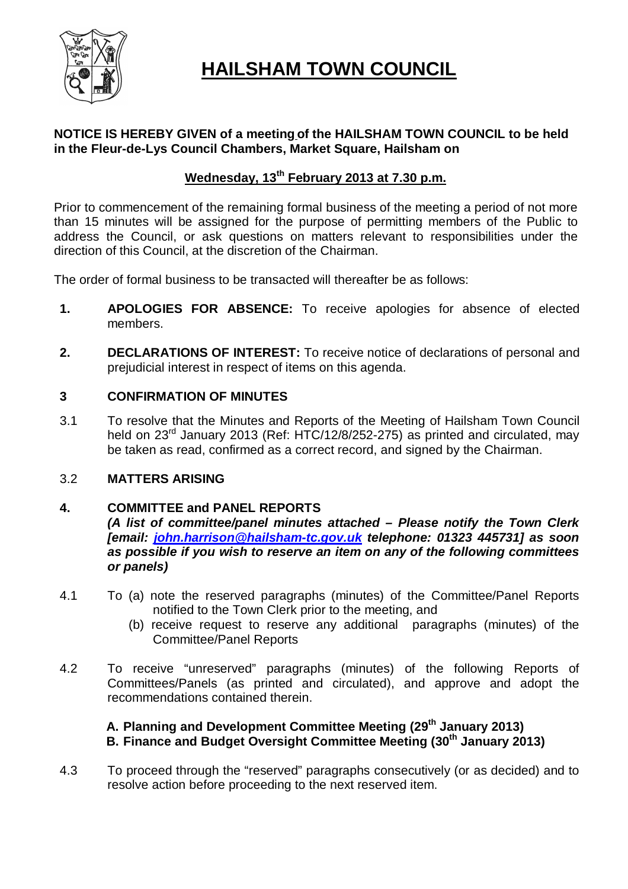# HAILSHAM TOWN COUNCIL

**NOTICE IS HEREBY GIVEN of a meeting of the HAILSHAM TOWN COUNCIL to be held in the Fleur-de-Lys Council Chambers, Market Square, Hailsham on**

**Wednesday, 13th February 2013 at 7.30 p.m.**

Prior to commencement of the remaining formal business of the meeting a period of not more than 15 minutes will be assigned for the purpose of permitting members of the Public to address the Council, or ask questions on matters relevant to responsibilities under the direction of this Council, at the discretion of the Chairman.

The order of formal business to be transacted will thereafter be as follows:

**1. APOLOGIES FOR ABSENCE:** To receive apologies for absence of elected members.

**2. DECLARATIONS OF INTEREST:** To receive notice of declarations of personal and prejudicial interest in respect of items on this agenda.

**3 CONFIRMATION OF MINUTES**

3.1 To resolve that the Minutes and Reports of the Meeting of Hailsham Town Council held on 23rd January 2013 (Ref: HTC/12/8/252-275) as printed and circulated, may be taken as read, confirmed as a correct record, and signed by the Chairman.

3.2 **MATTERS ARISING**

**4. COMMITTEE and PANEL REPORTS**
***(A list of committee/panel minutes attached – Please notify the Town Clerk [email: john.harrison@hailsham-tc.gov.uk telephone: 01323 445731] as soon as possible if you wish to reserve an item on any of the following committees or panels)***

4.1 To (a) note the reserved paragraphs (minutes) of the Committee/Panel Reports notified to the Town Clerk prior to the meeting, and
(b) receive request to reserve any additional paragraphs (minutes) of the Committee/Panel Reports

4.2 To receive "unreserved" paragraphs (minutes) of the following Reports of Committees/Panels (as printed and circulated), and approve and adopt the recommendations contained therein.

**A. Planning and Development Committee Meeting (29th January 2013)**
**B. Finance and Budget Oversight Committee Meeting (30th January 2013)**

4.3 To proceed through the "reserved" paragraphs consecutively (or as decided) and to resolve action before proceeding to the next reserved item.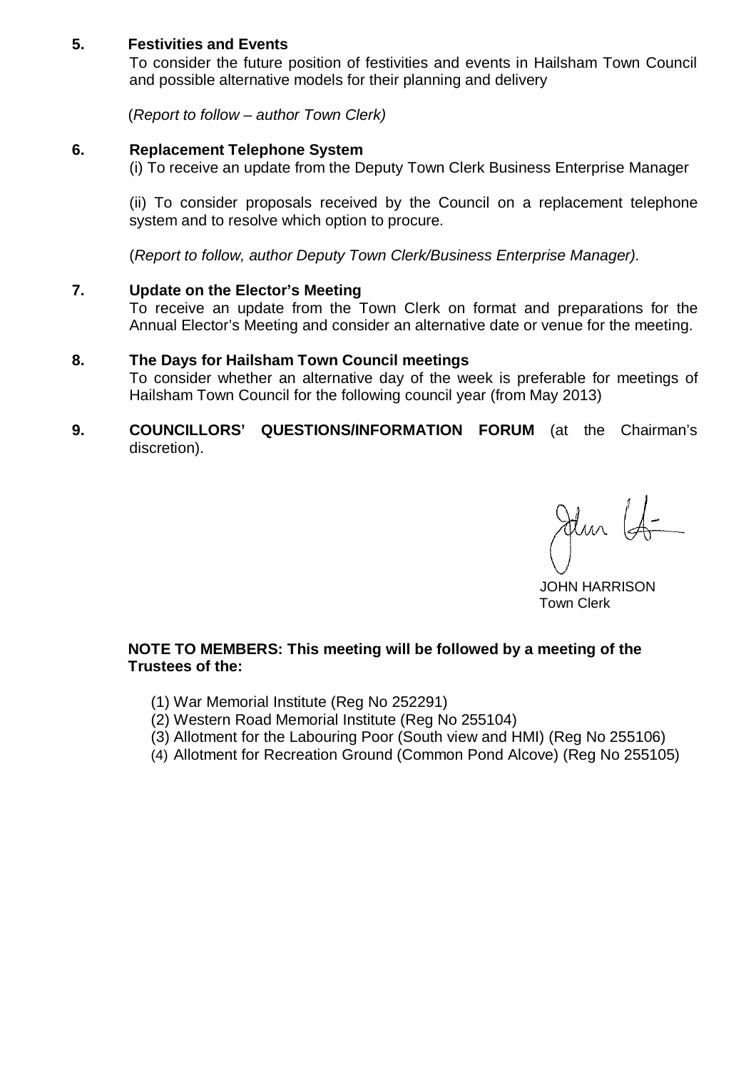**5. Festivities and Events**

To consider the future position of festivities and events in Hailsham Town Council and possible alternative models for their planning and delivery

(*Report to follow – author Town Clerk)*

**6. Replacement Telephone System**

(i) To receive an update from the Deputy Town Clerk Business Enterprise Manager

(ii) To consider proposals received by the Council on a replacement telephone system and to resolve which option to procure.

(*Report to follow, author Deputy Town Clerk/Business Enterprise Manager).*

**7. Update on the Elector's Meeting**

To receive an update from the Town Clerk on format and preparations for the Annual Elector's Meeting and consider an alternative date or venue for the meeting.

**8. The Days for Hailsham Town Council meetings**

To consider whether an alternative day of the week is preferable for meetings of Hailsham Town Council for the following council year (from May 2013)

**9. COUNCILLORS' QUESTIONS/INFORMATION FORUM** (at the Chairman's discretion).

JOHN HARRISON
Town Clerk

**NOTE TO MEMBERS: This meeting will be followed by a meeting of the Trustees of the:**

(1) War Memorial Institute (Reg No 252291)
(2) Western Road Memorial Institute (Reg No 255104)
(3) Allotment for the Labouring Poor (South view and HMI) (Reg No 255106)
(4) Allotment for Recreation Ground (Common Pond Alcove) (Reg No 255105)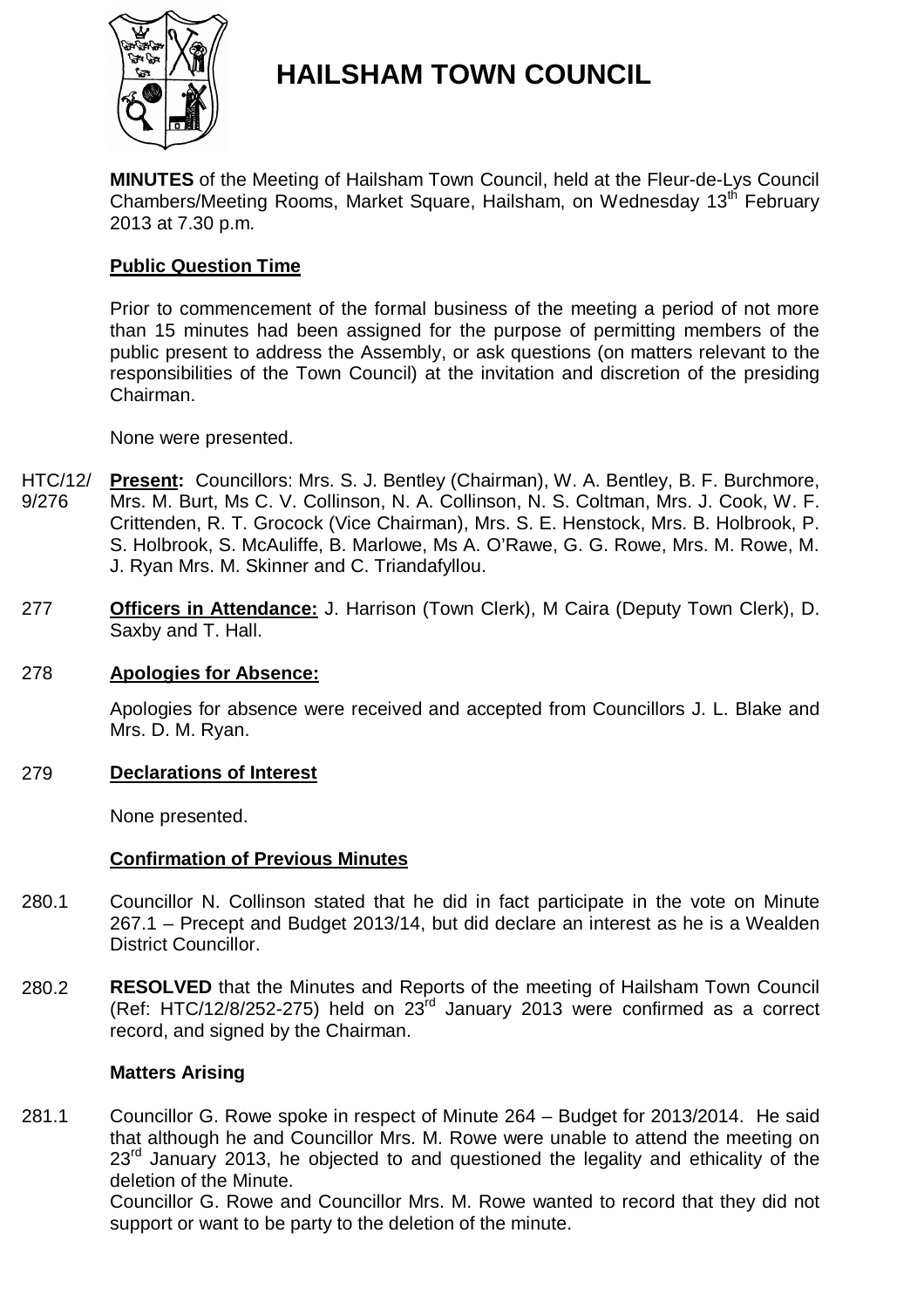# HAILSHAM TOWN COUNCIL

**MINUTES** of the Meeting of Hailsham Town Council, held at the Fleur-de-Lys Council Chambers/Meeting Rooms, Market Square, Hailsham, on Wednesday 13th February 2013 at 7.30 p.m.

**Public Question Time**

Prior to commencement of the formal business of the meeting a period of not more than 15 minutes had been assigned for the purpose of permitting members of the public present to address the Assembly, or ask questions (on matters relevant to the responsibilities of the Town Council) at the invitation and discretion of the presiding Chairman.

None were presented.

HTC/12/9/276 **Present:** Councillors: Mrs. S. J. Bentley (Chairman), W. A. Bentley, B. F. Burchmore, Mrs. M. Burt, Ms C. V. Collinson, N. A. Collinson, N. S. Coltman, Mrs. J. Cook, W. F. Crittenden, R. T. Grocock (Vice Chairman), Mrs. S. E. Henstock, Mrs. B. Holbrook, P. S. Holbrook, S. McAuliffe, B. Marlowe, Ms A. O'Rawe, G. G. Rowe, Mrs. M. Rowe, M. J. Ryan Mrs. M. Skinner and C. Triandafyllou.

277 **Officers in Attendance:** J. Harrison (Town Clerk), M Caira (Deputy Town Clerk), D. Saxby and T. Hall.

278 **Apologies for Absence:**

Apologies for absence were received and accepted from Councillors J. L. Blake and Mrs. D. M. Ryan.

279 **Declarations of Interest**

None presented.

**Confirmation of Previous Minutes**

280.1 Councillor N. Collinson stated that he did in fact participate in the vote on Minute 267.1 – Precept and Budget 2013/14, but did declare an interest as he is a Wealden District Councillor.

280.2 **RESOLVED** that the Minutes and Reports of the meeting of Hailsham Town Council (Ref: HTC/12/8/252-275) held on 23rd January 2013 were confirmed as a correct record, and signed by the Chairman.

**Matters Arising**

281.1 Councillor G. Rowe spoke in respect of Minute 264 – Budget for 2013/2014. He said that although he and Councillor Mrs. M. Rowe were unable to attend the meeting on 23rd January 2013, he objected to and questioned the legality and ethicality of the deletion of the Minute.
Councillor G. Rowe and Councillor Mrs. M. Rowe wanted to record that they did not support or want to be party to the deletion of the minute.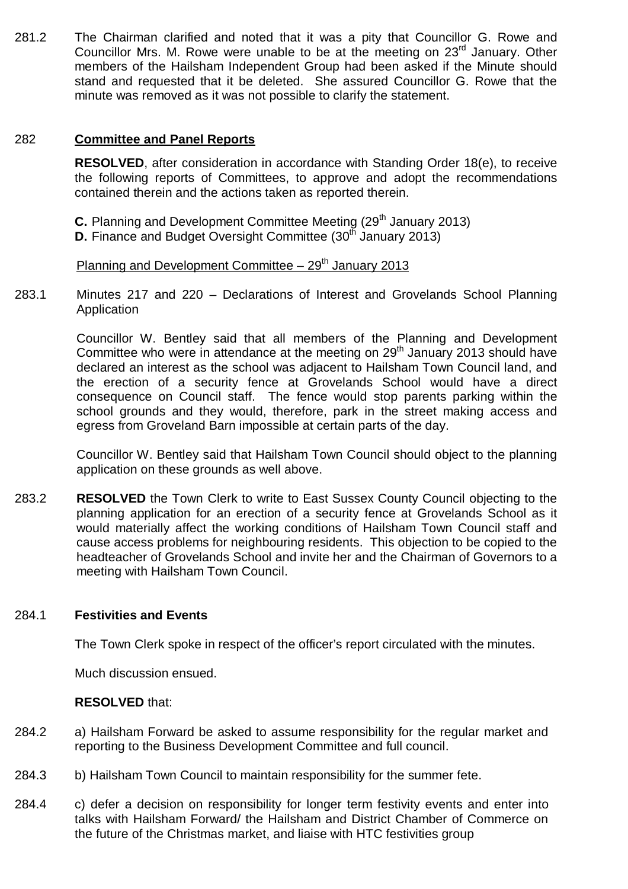281.2 The Chairman clarified and noted that it was a pity that Councillor G. Rowe and Councillor Mrs. M. Rowe were unable to be at the meeting on 23rd January. Other members of the Hailsham Independent Group had been asked if the Minute should stand and requested that it be deleted. She assured Councillor G. Rowe that the minute was removed as it was not possible to clarify the statement.

282 **Committee and Panel Reports**

**RESOLVED**, after consideration in accordance with Standing Order 18(e), to receive the following reports of Committees, to approve and adopt the recommendations contained therein and the actions taken as reported therein.

**C.** Planning and Development Committee Meeting (29th January 2013)
**D.** Finance and Budget Oversight Committee (30th January 2013)

Planning and Development Committee – 29th January 2013

283.1 Minutes 217 and 220 – Declarations of Interest and Grovelands School Planning Application

Councillor W. Bentley said that all members of the Planning and Development Committee who were in attendance at the meeting on 29th January 2013 should have declared an interest as the school was adjacent to Hailsham Town Council land, and the erection of a security fence at Grovelands School would have a direct consequence on Council staff. The fence would stop parents parking within the school grounds and they would, therefore, park in the street making access and egress from Groveland Barn impossible at certain parts of the day.

Councillor W. Bentley said that Hailsham Town Council should object to the planning application on these grounds as well above.

283.2 **RESOLVED** the Town Clerk to write to East Sussex County Council objecting to the planning application for an erection of a security fence at Grovelands School as it would materially affect the working conditions of Hailsham Town Council staff and cause access problems for neighbouring residents. This objection to be copied to the headteacher of Grovelands School and invite her and the Chairman of Governors to a meeting with Hailsham Town Council.

284.1 **Festivities and Events**

The Town Clerk spoke in respect of the officer's report circulated with the minutes.

Much discussion ensued.

**RESOLVED** that:

284.2 a) Hailsham Forward be asked to assume responsibility for the regular market and reporting to the Business Development Committee and full council.

284.3 b) Hailsham Town Council to maintain responsibility for the summer fete.

284.4 c) defer a decision on responsibility for longer term festivity events and enter into talks with Hailsham Forward/ the Hailsham and District Chamber of Commerce on the future of the Christmas market, and liaise with HTC festivities group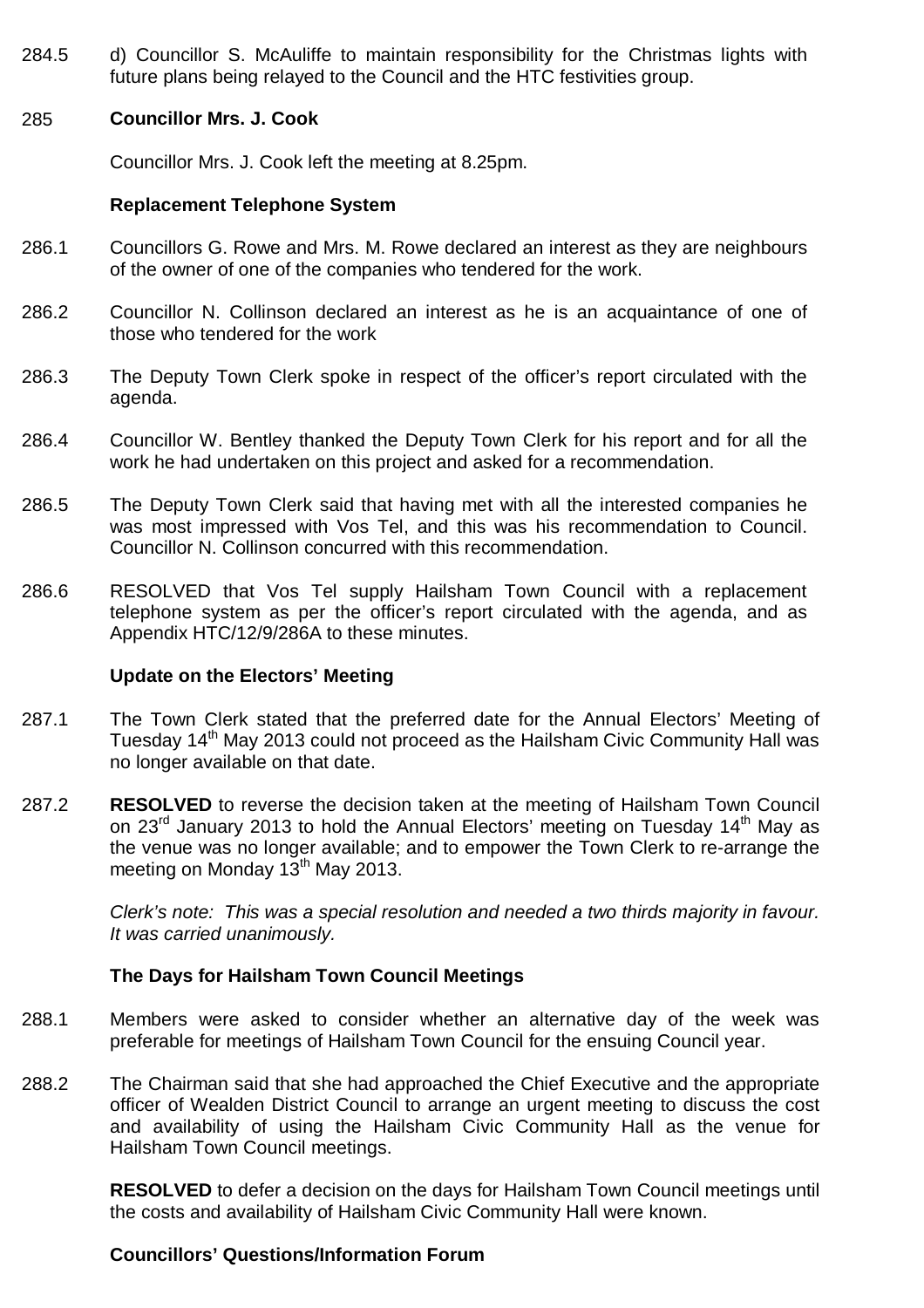284.5 d) Councillor S. McAuliffe to maintain responsibility for the Christmas lights with future plans being relayed to the Council and the HTC festivities group.

285 **Councillor Mrs. J. Cook**

Councillor Mrs. J. Cook left the meeting at 8.25pm.

**Replacement Telephone System**

286.1 Councillors G. Rowe and Mrs. M. Rowe declared an interest as they are neighbours of the owner of one of the companies who tendered for the work.

286.2 Councillor N. Collinson declared an interest as he is an acquaintance of one of those who tendered for the work

286.3 The Deputy Town Clerk spoke in respect of the officer's report circulated with the agenda.

286.4 Councillor W. Bentley thanked the Deputy Town Clerk for his report and for all the work he had undertaken on this project and asked for a recommendation.

286.5 The Deputy Town Clerk said that having met with all the interested companies he was most impressed with Vos Tel, and this was his recommendation to Council. Councillor N. Collinson concurred with this recommendation.

286.6 RESOLVED that Vos Tel supply Hailsham Town Council with a replacement telephone system as per the officer's report circulated with the agenda, and as Appendix HTC/12/9/286A to these minutes.

**Update on the Electors' Meeting**

287.1 The Town Clerk stated that the preferred date for the Annual Electors' Meeting of Tuesday 14th May 2013 could not proceed as the Hailsham Civic Community Hall was no longer available on that date.

287.2 **RESOLVED** to reverse the decision taken at the meeting of Hailsham Town Council on 23rd January 2013 to hold the Annual Electors' meeting on Tuesday 14th May as the venue was no longer available; and to empower the Town Clerk to re-arrange the meeting on Monday 13th May 2013.

*Clerk's note: This was a special resolution and needed a two thirds majority in favour. It was carried unanimously.*

**The Days for Hailsham Town Council Meetings**

288.1 Members were asked to consider whether an alternative day of the week was preferable for meetings of Hailsham Town Council for the ensuing Council year.

288.2 The Chairman said that she had approached the Chief Executive and the appropriate officer of Wealden District Council to arrange an urgent meeting to discuss the cost and availability of using the Hailsham Civic Community Hall as the venue for Hailsham Town Council meetings.

**RESOLVED** to defer a decision on the days for Hailsham Town Council meetings until the costs and availability of Hailsham Civic Community Hall were known.

**Councillors' Questions/Information Forum**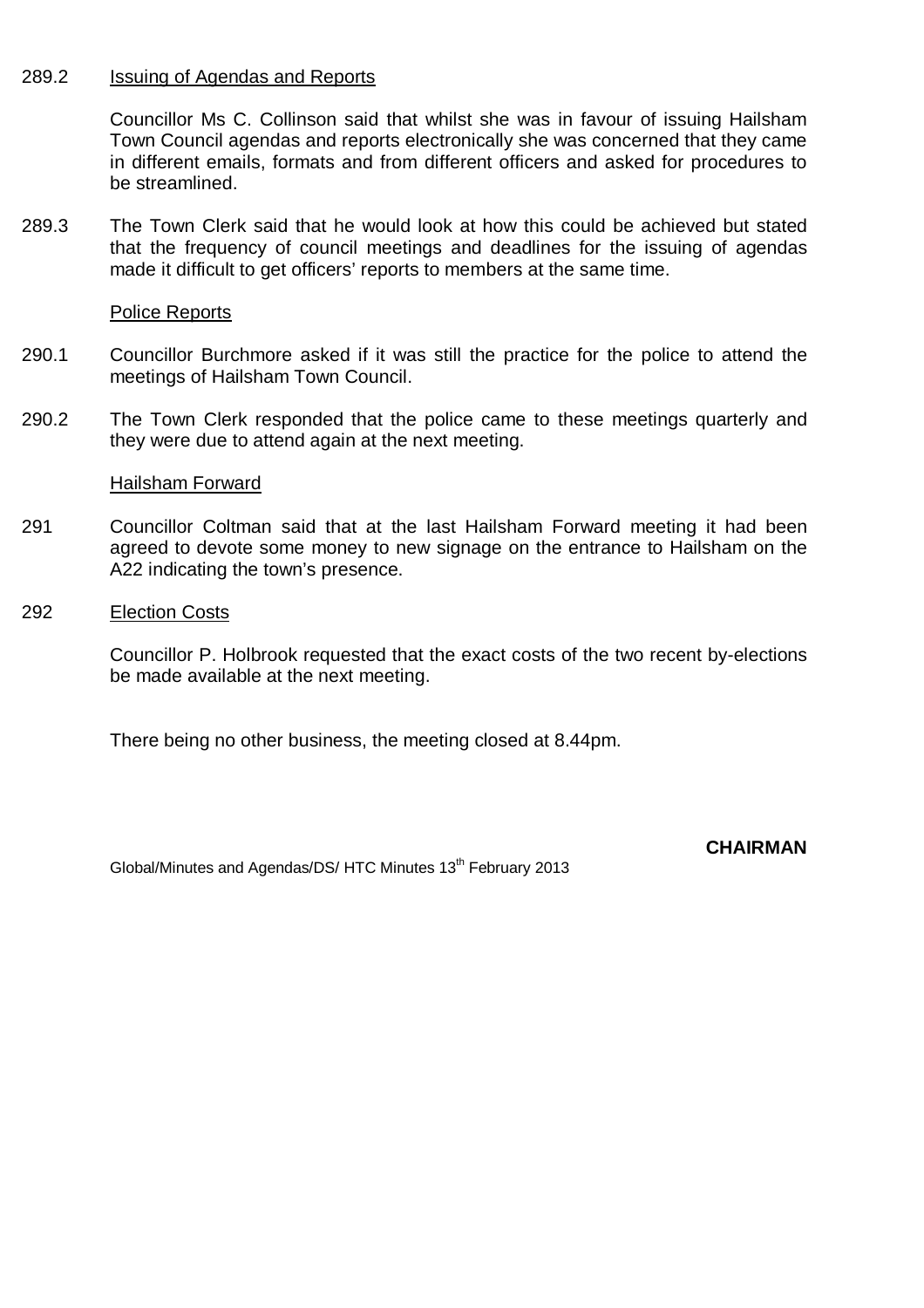289.2 Issuing of Agendas and Reports

Councillor Ms C. Collinson said that whilst she was in favour of issuing Hailsham Town Council agendas and reports electronically she was concerned that they came in different emails, formats and from different officers and asked for procedures to be streamlined.

289.3 The Town Clerk said that he would look at how this could be achieved but stated that the frequency of council meetings and deadlines for the issuing of agendas made it difficult to get officers' reports to members at the same time.

Police Reports

290.1 Councillor Burchmore asked if it was still the practice for the police to attend the meetings of Hailsham Town Council.

290.2 The Town Clerk responded that the police came to these meetings quarterly and they were due to attend again at the next meeting.

Hailsham Forward

291 Councillor Coltman said that at the last Hailsham Forward meeting it had been agreed to devote some money to new signage on the entrance to Hailsham on the A22 indicating the town's presence.

292 Election Costs

Councillor P. Holbrook requested that the exact costs of the two recent by-elections be made available at the next meeting.

There being no other business, the meeting closed at 8.44pm.

**CHAIRMAN**

Global/Minutes and Agendas/DS/ HTC Minutes 13th February 2013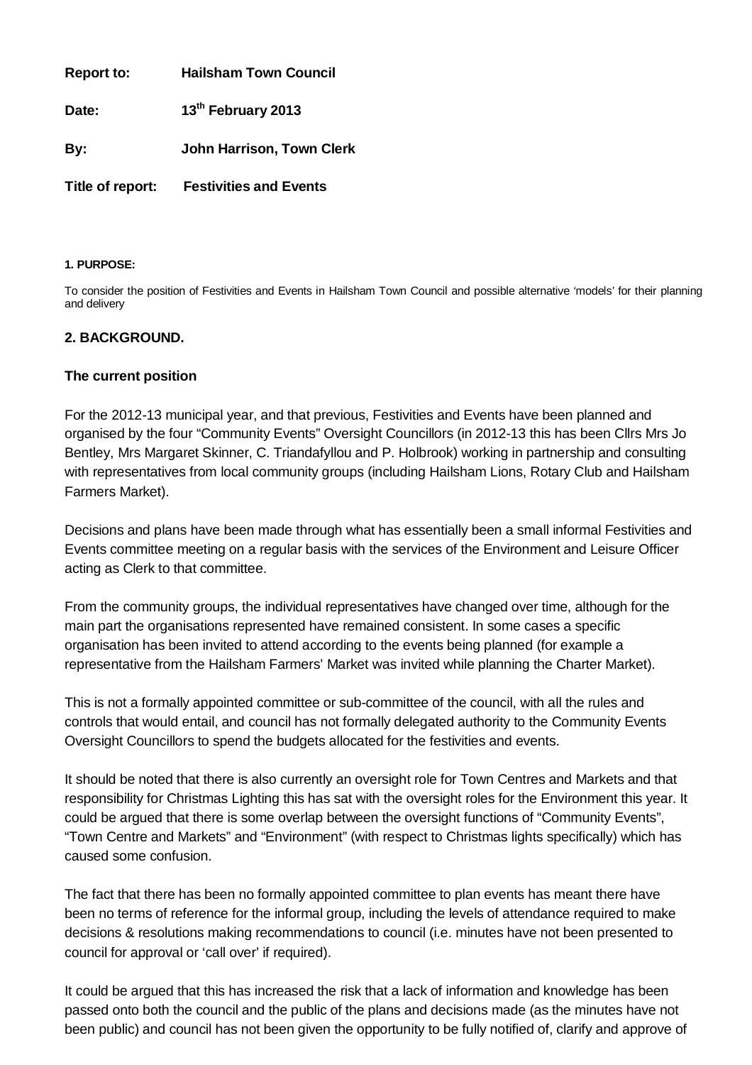**Report to:** **Hailsham Town Council**

**Date:** **13th February 2013**

**By:** **John Harrison, Town Clerk**

**Title of report:** **Festivities and Events**

**1. PURPOSE:**

To consider the position of Festivities and Events in Hailsham Town Council and possible alternative 'models' for their planning and delivery

## 2. BACKGROUND.

### The current position

For the 2012-13 municipal year, and that previous, Festivities and Events have been planned and organised by the four "Community Events" Oversight Councillors (in 2012-13 this has been Cllrs Mrs Jo Bentley, Mrs Margaret Skinner, C. Triandafyllou and P. Holbrook) working in partnership and consulting with representatives from local community groups (including Hailsham Lions, Rotary Club and Hailsham Farmers Market).

Decisions and plans have been made through what has essentially been a small informal Festivities and Events committee meeting on a regular basis with the services of the Environment and Leisure Officer acting as Clerk to that committee.

From the community groups, the individual representatives have changed over time, although for the main part the organisations represented have remained consistent. In some cases a specific organisation has been invited to attend according to the events being planned (for example a representative from the Hailsham Farmers' Market was invited while planning the Charter Market).

This is not a formally appointed committee or sub-committee of the council, with all the rules and controls that would entail, and council has not formally delegated authority to the Community Events Oversight Councillors to spend the budgets allocated for the festivities and events.

It should be noted that there is also currently an oversight role for Town Centres and Markets and that responsibility for Christmas Lighting this has sat with the oversight roles for the Environment this year. It could be argued that there is some overlap between the oversight functions of "Community Events", "Town Centre and Markets" and "Environment" (with respect to Christmas lights specifically) which has caused some confusion.

The fact that there has been no formally appointed committee to plan events has meant there have been no terms of reference for the informal group, including the levels of attendance required to make decisions & resolutions making recommendations to council (i.e. minutes have not been presented to council for approval or 'call over' if required).

It could be argued that this has increased the risk that a lack of information and knowledge has been passed onto both the council and the public of the plans and decisions made (as the minutes have not been public) and council has not been given the opportunity to be fully notified of, clarify and approve of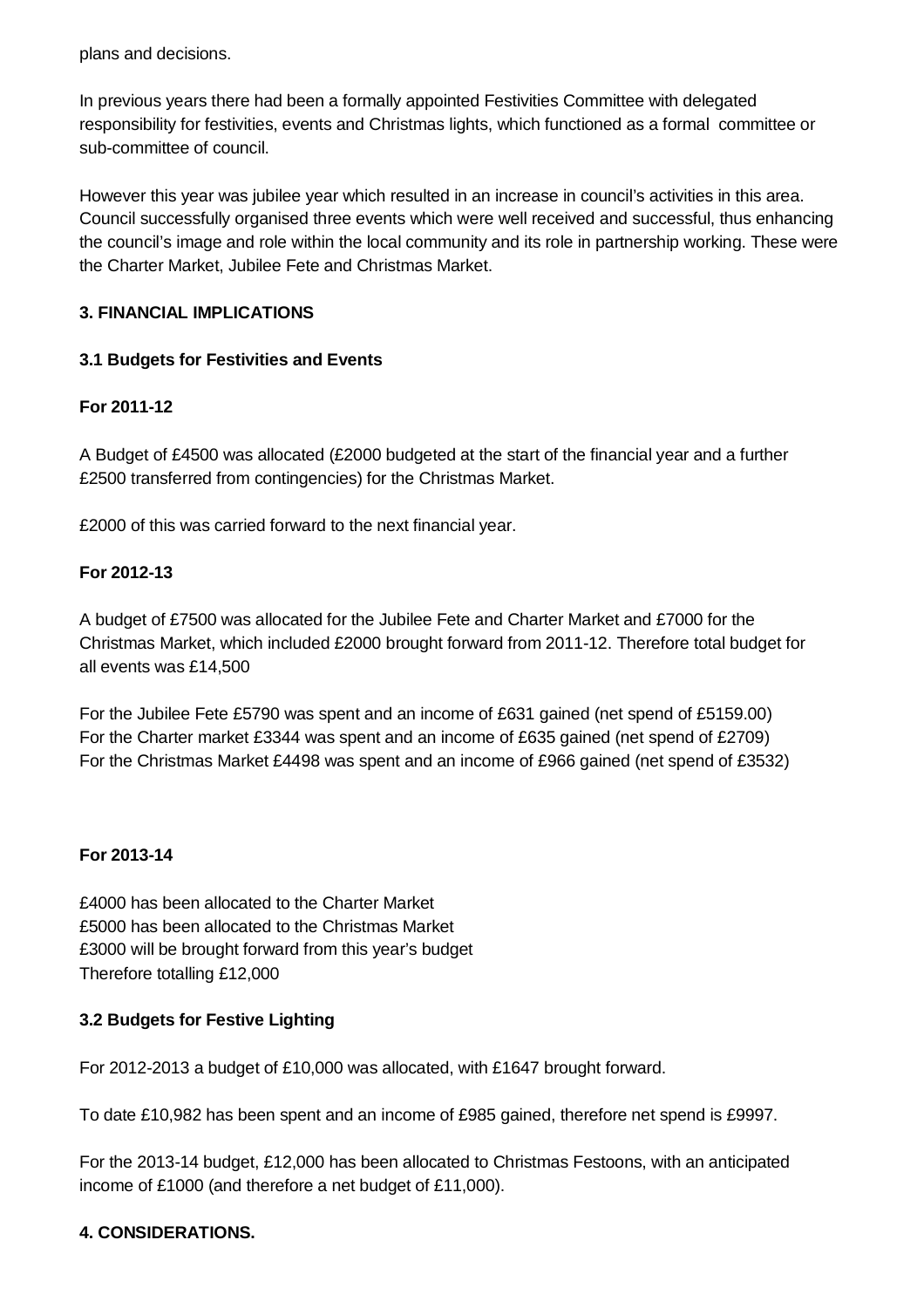plans and decisions.

In previous years there had been a formally appointed Festivities Committee with delegated responsibility for festivities, events and Christmas lights, which functioned as a formal committee or sub-committee of council.

However this year was jubilee year which resulted in an increase in council's activities in this area. Council successfully organised three events which were well received and successful, thus enhancing the council's image and role within the local community and its role in partnership working. These were the Charter Market, Jubilee Fete and Christmas Market.

**3. FINANCIAL IMPLICATIONS**

**3.1 Budgets for Festivities and Events**

**For 2011-12**

A Budget of £4500 was allocated (£2000 budgeted at the start of the financial year and a further £2500 transferred from contingencies) for the Christmas Market.

£2000 of this was carried forward to the next financial year.

**For 2012-13**

A budget of £7500 was allocated for the Jubilee Fete and Charter Market and £7000 for the Christmas Market, which included £2000 brought forward from 2011-12. Therefore total budget for all events was £14,500

For the Jubilee Fete £5790 was spent and an income of £631 gained (net spend of £5159.00)
For the Charter market £3344 was spent and an income of £635 gained (net spend of £2709)
For the Christmas Market £4498 was spent and an income of £966 gained (net spend of £3532)

**For 2013-14**

£4000 has been allocated to the Charter Market
£5000 has been allocated to the Christmas Market
£3000 will be brought forward from this year's budget
Therefore totalling £12,000

**3.2 Budgets for Festive Lighting**

For 2012-2013 a budget of £10,000 was allocated, with £1647 brought forward.

To date £10,982 has been spent and an income of £985 gained, therefore net spend is £9997.

For the 2013-14 budget, £12,000 has been allocated to Christmas Festoons, with an anticipated income of £1000 (and therefore a net budget of £11,000).

**4. CONSIDERATIONS.**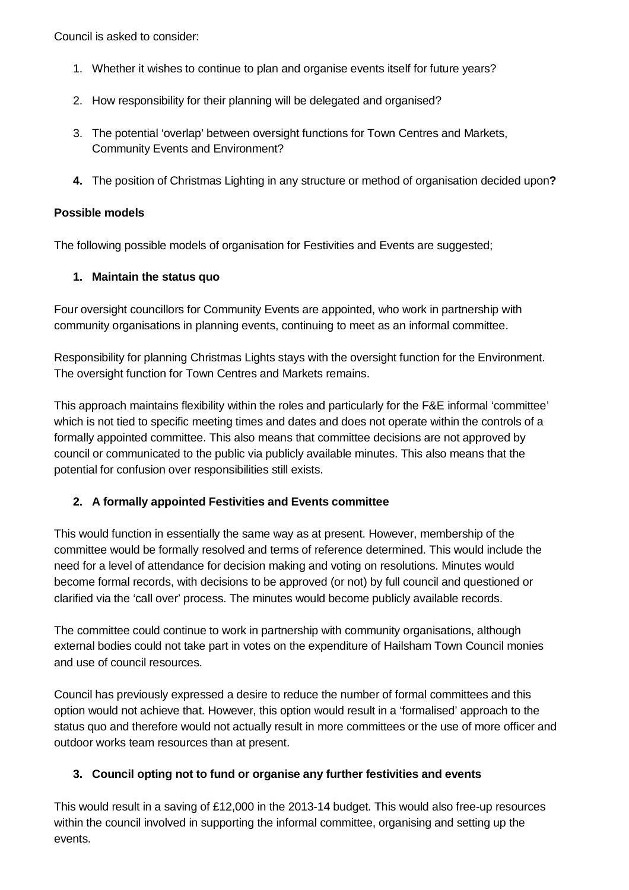Council is asked to consider:

1. Whether it wishes to continue to plan and organise events itself for future years?
2. How responsibility for their planning will be delegated and organised?
3. The potential 'overlap' between oversight functions for Town Centres and Markets, Community Events and Environment?
4. The position of Christmas Lighting in any structure or method of organisation decided upon**?**

**Possible models**

The following possible models of organisation for Festivities and Events are suggested;

**1. Maintain the status quo**

Four oversight councillors for Community Events are appointed, who work in partnership with community organisations in planning events, continuing to meet as an informal committee.

Responsibility for planning Christmas Lights stays with the oversight function for the Environment. The oversight function for Town Centres and Markets remains.

This approach maintains flexibility within the roles and particularly for the F&E informal 'committee' which is not tied to specific meeting times and dates and does not operate within the controls of a formally appointed committee. This also means that committee decisions are not approved by council or communicated to the public via publicly available minutes. This also means that the potential for confusion over responsibilities still exists.

**2. A formally appointed Festivities and Events committee**

This would function in essentially the same way as at present. However, membership of the committee would be formally resolved and terms of reference determined. This would include the need for a level of attendance for decision making and voting on resolutions. Minutes would become formal records, with decisions to be approved (or not) by full council and questioned or clarified via the 'call over' process. The minutes would become publicly available records.

The committee could continue to work in partnership with community organisations, although external bodies could not take part in votes on the expenditure of Hailsham Town Council monies and use of council resources.

Council has previously expressed a desire to reduce the number of formal committees and this option would not achieve that. However, this option would result in a 'formalised' approach to the status quo and therefore would not actually result in more committees or the use of more officer and outdoor works team resources than at present.

**3. Council opting not to fund or organise any further festivities and events**

This would result in a saving of £12,000 in the 2013-14 budget. This would also free-up resources within the council involved in supporting the informal committee, organising and setting up the events.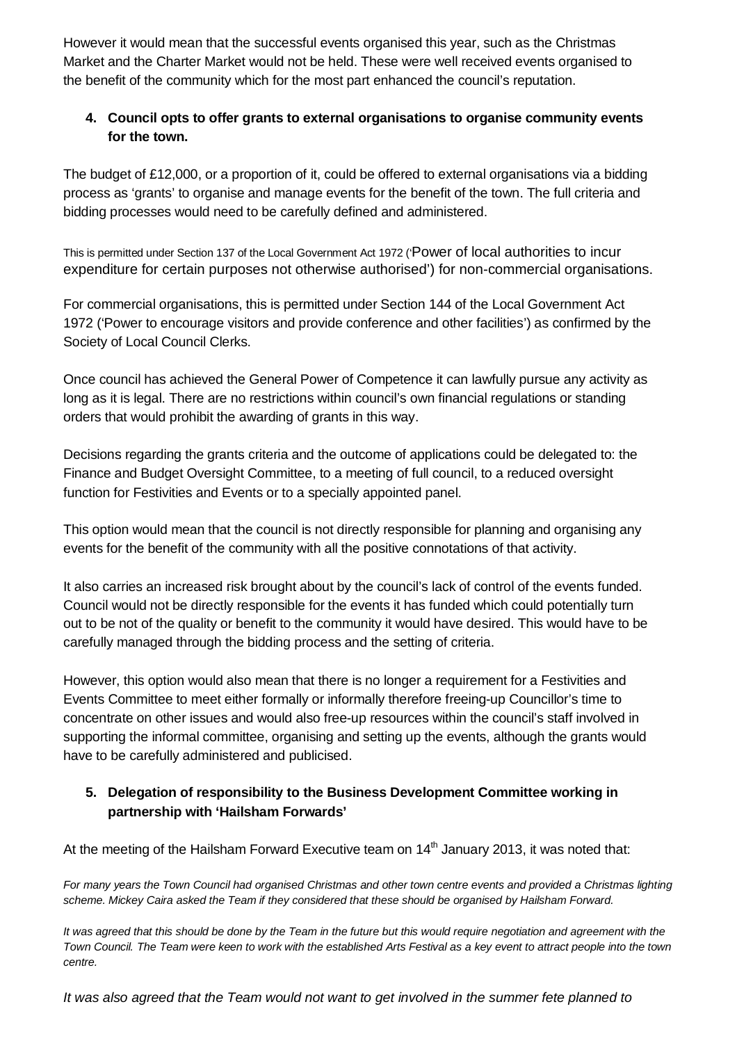However it would mean that the successful events organised this year, such as the Christmas Market and the Charter Market would not be held. These were well received events organised to the benefit of the community which for the most part enhanced the council's reputation.

**4. Council opts to offer grants to external organisations to organise community events for the town.**

The budget of £12,000, or a proportion of it, could be offered to external organisations via a bidding process as 'grants' to organise and manage events for the benefit of the town. The full criteria and bidding processes would need to be carefully defined and administered.

This is permitted under Section 137 of the Local Government Act 1972 ('Power of local authorities to incur expenditure for certain purposes not otherwise authorised') for non-commercial organisations.

For commercial organisations, this is permitted under Section 144 of the Local Government Act 1972 ('Power to encourage visitors and provide conference and other facilities') as confirmed by the Society of Local Council Clerks.

Once council has achieved the General Power of Competence it can lawfully pursue any activity as long as it is legal. There are no restrictions within council's own financial regulations or standing orders that would prohibit the awarding of grants in this way.

Decisions regarding the grants criteria and the outcome of applications could be delegated to: the Finance and Budget Oversight Committee, to a meeting of full council, to a reduced oversight function for Festivities and Events or to a specially appointed panel.

This option would mean that the council is not directly responsible for planning and organising any events for the benefit of the community with all the positive connotations of that activity.

It also carries an increased risk brought about by the council's lack of control of the events funded. Council would not be directly responsible for the events it has funded which could potentially turn out to be not of the quality or benefit to the community it would have desired. This would have to be carefully managed through the bidding process and the setting of criteria.

However, this option would also mean that there is no longer a requirement for a Festivities and Events Committee to meet either formally or informally therefore freeing-up Councillor's time to concentrate on other issues and would also free-up resources within the council's staff involved in supporting the informal committee, organising and setting up the events, although the grants would have to be carefully administered and publicised.

**5. Delegation of responsibility to the Business Development Committee working in partnership with 'Hailsham Forwards'**

At the meeting of the Hailsham Forward Executive team on 14th January 2013, it was noted that:

*For many years the Town Council had organised Christmas and other town centre events and provided a Christmas lighting scheme. Mickey Caira asked the Team if they considered that these should be organised by Hailsham Forward.*

*It was agreed that this should be done by the Team in the future but this would require negotiation and agreement with the Town Council. The Team were keen to work with the established Arts Festival as a key event to attract people into the town centre.*

*It was also agreed that the Team would not want to get involved in the summer fete planned to*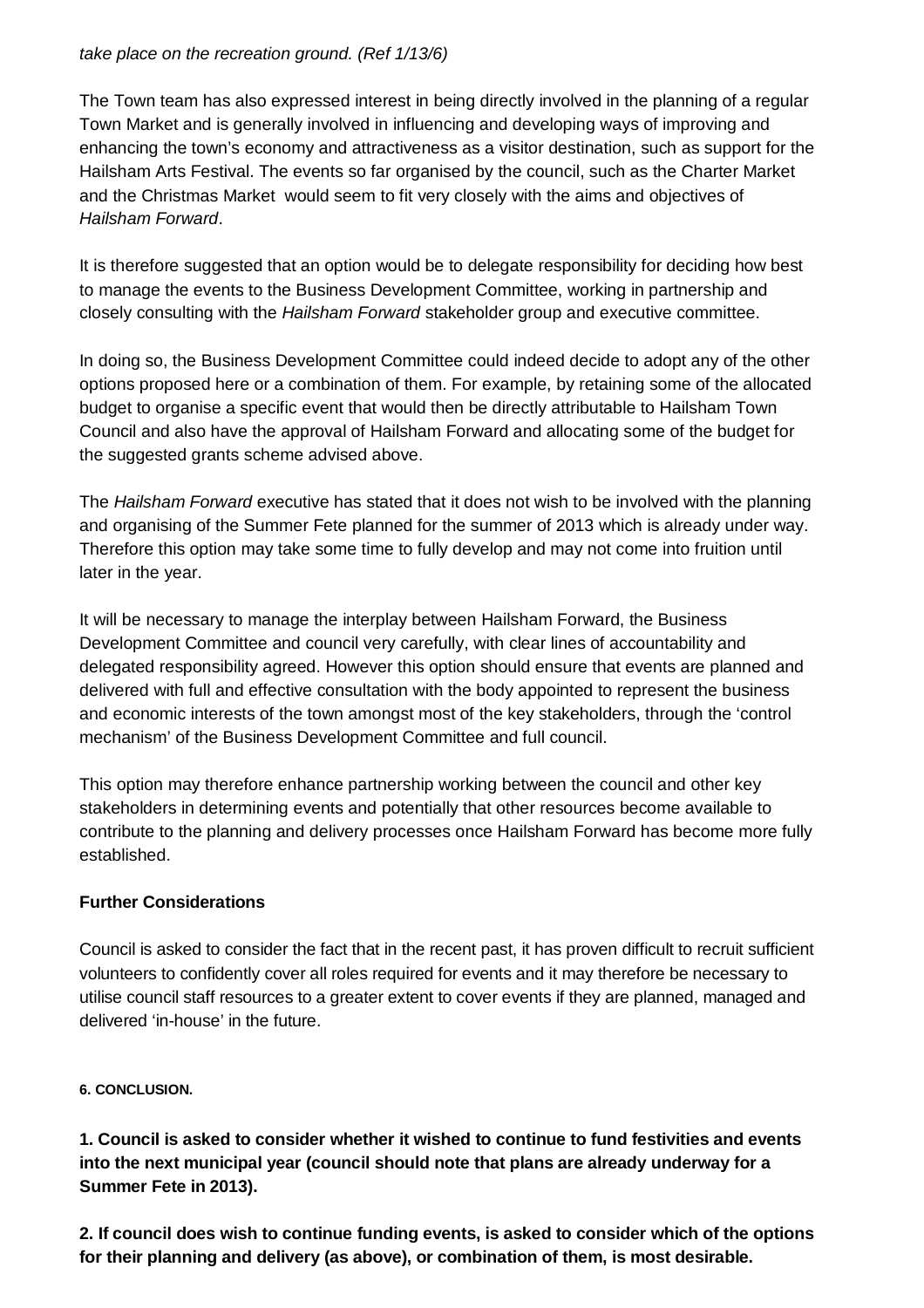*take place on the recreation ground. (Ref 1/13/6)*

The Town team has also expressed interest in being directly involved in the planning of a regular Town Market and is generally involved in influencing and developing ways of improving and enhancing the town's economy and attractiveness as a visitor destination, such as support for the Hailsham Arts Festival. The events so far organised by the council, such as the Charter Market and the Christmas Market would seem to fit very closely with the aims and objectives of *Hailsham Forward*.

It is therefore suggested that an option would be to delegate responsibility for deciding how best to manage the events to the Business Development Committee, working in partnership and closely consulting with the *Hailsham Forward* stakeholder group and executive committee.

In doing so, the Business Development Committee could indeed decide to adopt any of the other options proposed here or a combination of them. For example, by retaining some of the allocated budget to organise a specific event that would then be directly attributable to Hailsham Town Council and also have the approval of Hailsham Forward and allocating some of the budget for the suggested grants scheme advised above.

The *Hailsham Forward* executive has stated that it does not wish to be involved with the planning and organising of the Summer Fete planned for the summer of 2013 which is already under way. Therefore this option may take some time to fully develop and may not come into fruition until later in the year.

It will be necessary to manage the interplay between Hailsham Forward, the Business Development Committee and council very carefully, with clear lines of accountability and delegated responsibility agreed. However this option should ensure that events are planned and delivered with full and effective consultation with the body appointed to represent the business and economic interests of the town amongst most of the key stakeholders, through the 'control mechanism' of the Business Development Committee and full council.

This option may therefore enhance partnership working between the council and other key stakeholders in determining events and potentially that other resources become available to contribute to the planning and delivery processes once Hailsham Forward has become more fully established.

**Further Considerations**

Council is asked to consider the fact that in the recent past, it has proven difficult to recruit sufficient volunteers to confidently cover all roles required for events and it may therefore be necessary to utilise council staff resources to a greater extent to cover events if they are planned, managed and delivered 'in-house' in the future.

**6. CONCLUSION.**

**1. Council is asked to consider whether it wished to continue to fund festivities and events into the next municipal year (council should note that plans are already underway for a Summer Fete in 2013).**

**2. If council does wish to continue funding events, is asked to consider which of the options for their planning and delivery (as above), or combination of them, is most desirable.**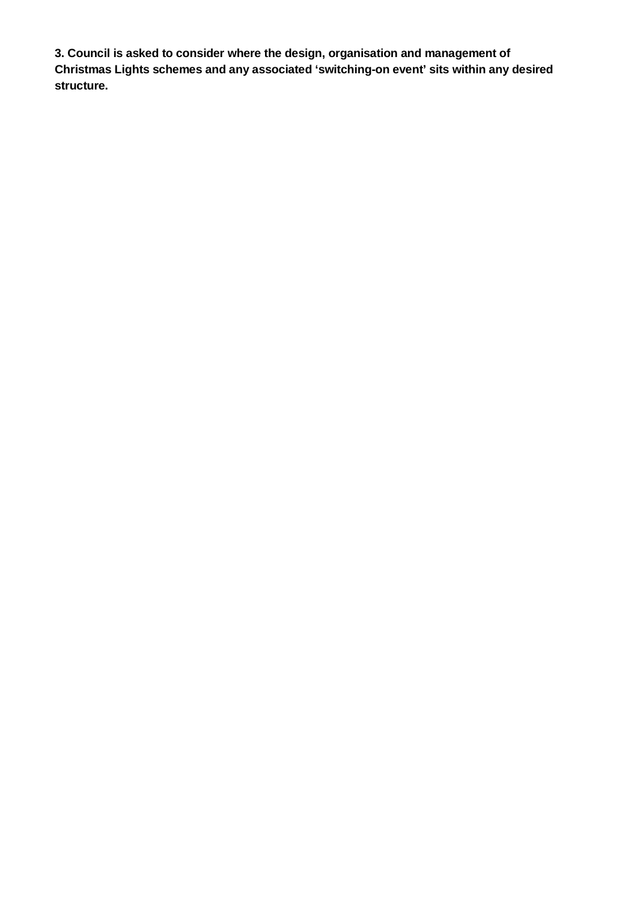**3. Council is asked to consider where the design, organisation and management of Christmas Lights schemes and any associated ‘switching-on event’ sits within any desired structure.**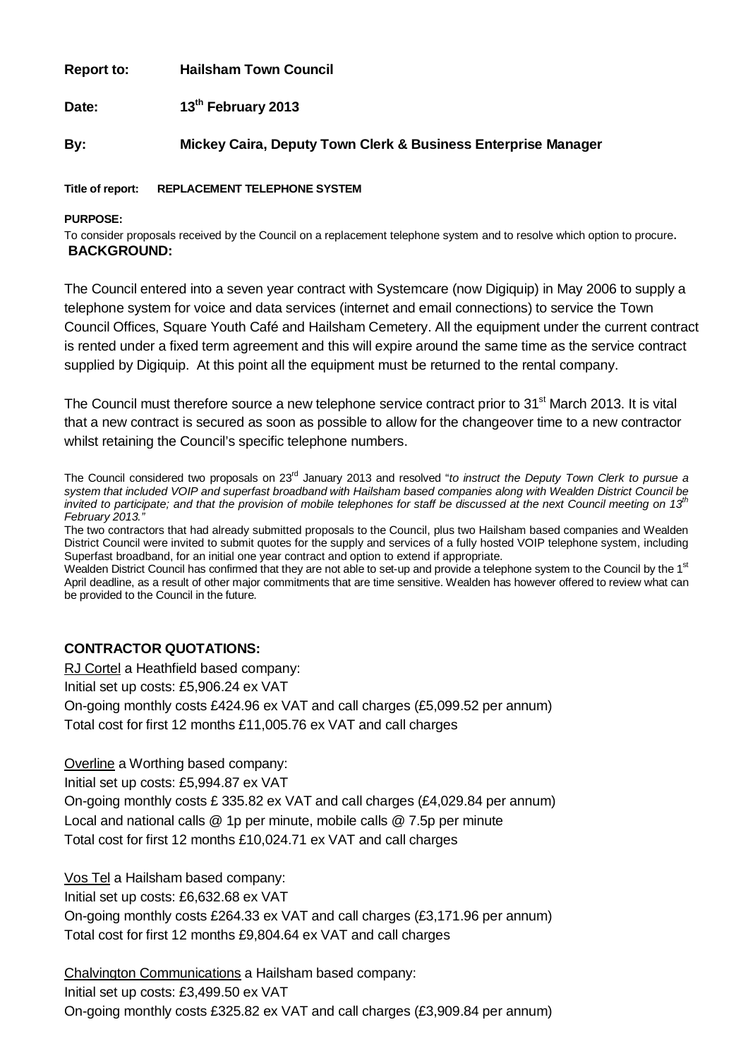**Report to:** **Hailsham Town Council**

**Date:** **13th February 2013**

**By:** **Mickey Caira, Deputy Town Clerk & Business Enterprise Manager**

**Title of report:** **REPLACEMENT TELEPHONE SYSTEM**

**PURPOSE:**

To consider proposals received by the Council on a replacement telephone system and to resolve which option to procure.

**BACKGROUND:**

The Council entered into a seven year contract with Systemcare (now Digiquip) in May 2006 to supply a telephone system for voice and data services (internet and email connections) to service the Town Council Offices, Square Youth Café and Hailsham Cemetery. All the equipment under the current contract is rented under a fixed term agreement and this will expire around the same time as the service contract supplied by Digiquip. At this point all the equipment must be returned to the rental company.

The Council must therefore source a new telephone service contract prior to 31st March 2013. It is vital that a new contract is secured as soon as possible to allow for the changeover time to a new contractor whilst retaining the Council's specific telephone numbers.

The Council considered two proposals on 23rd January 2013 and resolved "*to instruct the Deputy Town Clerk to pursue a system that included VOIP and superfast broadband with Hailsham based companies along with Wealden District Council be invited to participate; and that the provision of mobile telephones for staff be discussed at the next Council meeting on 13th February 2013.*"

The two contractors that had already submitted proposals to the Council, plus two Hailsham based companies and Wealden District Council were invited to submit quotes for the supply and services of a fully hosted VOIP telephone system, including Superfast broadband, for an initial one year contract and option to extend if appropriate.

Wealden District Council has confirmed that they are not able to set-up and provide a telephone system to the Council by the 1st April deadline, as a result of other major commitments that are time sensitive. Wealden has however offered to review what can be provided to the Council in the future.

**CONTRACTOR QUOTATIONS:**

<u>RJ Cortel</u> a Heathfield based company:
Initial set up costs: £5,906.24 ex VAT
On-going monthly costs £424.96 ex VAT and call charges (£5,099.52 per annum)
Total cost for first 12 months £11,005.76 ex VAT and call charges

<u>Overline</u> a Worthing based company:
Initial set up costs: £5,994.87 ex VAT
On-going monthly costs £ 335.82 ex VAT and call charges (£4,029.84 per annum)
Local and national calls @ 1p per minute, mobile calls @ 7.5p per minute
Total cost for first 12 months £10,024.71 ex VAT and call charges

<u>Vos Tel</u> a Hailsham based company:
Initial set up costs: £6,632.68 ex VAT
On-going monthly costs £264.33 ex VAT and call charges (£3,171.96 per annum)
Total cost for first 12 months £9,804.64 ex VAT and call charges

<u>Chalvington Communications</u> a Hailsham based company:
Initial set up costs: £3,499.50 ex VAT
On-going monthly costs £325.82 ex VAT and call charges (£3,909.84 per annum)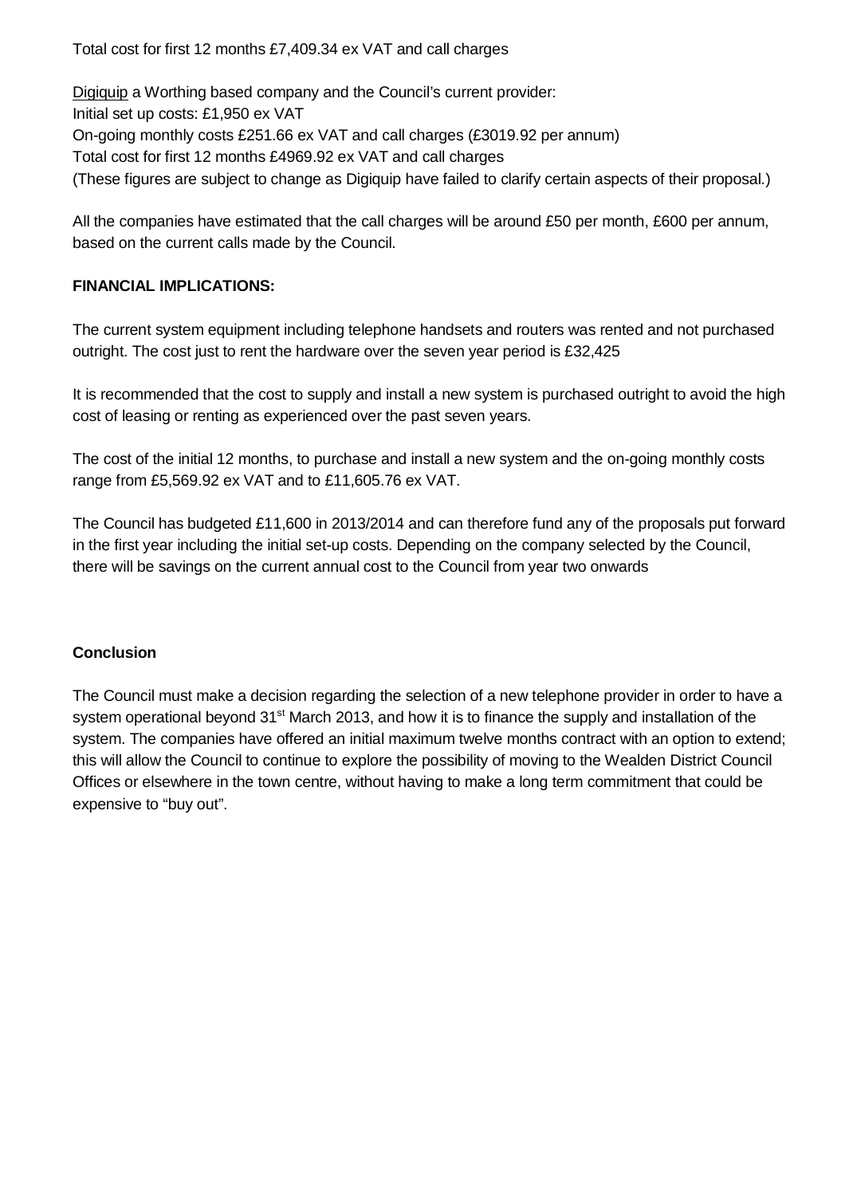Total cost for first 12 months £7,409.34 ex VAT and call charges

Digiquip a Worthing based company and the Council's current provider:
Initial set up costs: £1,950 ex VAT
On-going monthly costs £251.66 ex VAT and call charges (£3019.92 per annum)
Total cost for first 12 months £4969.92 ex VAT and call charges
(These figures are subject to change as Digiquip have failed to clarify certain aspects of their proposal.)

All the companies have estimated that the call charges will be around £50 per month, £600 per annum, based on the current calls made by the Council.

**FINANCIAL IMPLICATIONS:**

The current system equipment including telephone handsets and routers was rented and not purchased outright. The cost just to rent the hardware over the seven year period is £32,425

It is recommended that the cost to supply and install a new system is purchased outright to avoid the high cost of leasing or renting as experienced over the past seven years.

The cost of the initial 12 months, to purchase and install a new system and the on-going monthly costs range from £5,569.92 ex VAT and to £11,605.76 ex VAT.

The Council has budgeted £11,600 in 2013/2014 and can therefore fund any of the proposals put forward in the first year including the initial set-up costs. Depending on the company selected by the Council, there will be savings on the current annual cost to the Council from year two onwards

**Conclusion**

The Council must make a decision regarding the selection of a new telephone provider in order to have a system operational beyond 31st March 2013, and how it is to finance the supply and installation of the system. The companies have offered an initial maximum twelve months contract with an option to extend; this will allow the Council to continue to explore the possibility of moving to the Wealden District Council Offices or elsewhere in the town centre, without having to make a long term commitment that could be expensive to "buy out".